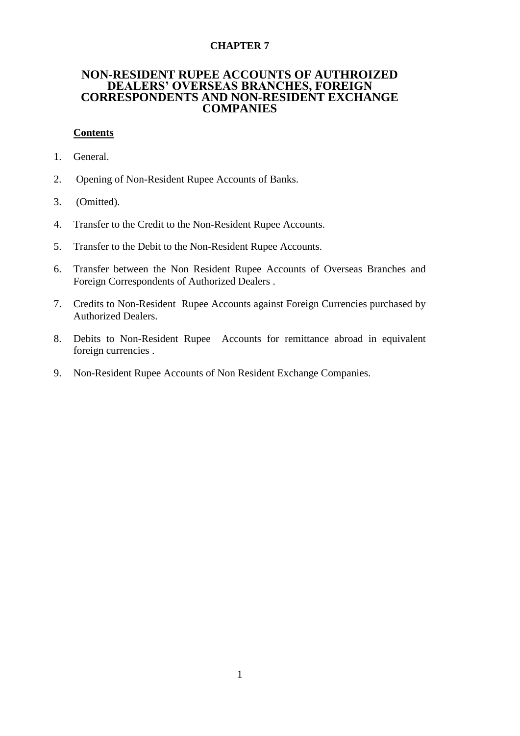# CHAPTER 7

## NON-RESIDENT RUPEE ACCOUNTS OF AUTHROIZED DEALERS' OVERSEAS BRANCHES, FOREIGN CORRESPONDENTS AND NON-RESIDENT EXCHANGE COMPANIES

**Contents**

1. General.
2. Opening of Non-Resident Rupee Accounts of Banks.
3. (Omitted).
4. Transfer to the Credit to the Non-Resident Rupee Accounts.
5. Transfer to the Debit to the Non-Resident Rupee Accounts.
6. Transfer between the Non Resident Rupee Accounts of Overseas Branches and Foreign Correspondents of Authorized Dealers .
7. Credits to Non-Resident Rupee Accounts against Foreign Currencies purchased by Authorized Dealers.
8. Debits to Non-Resident Rupee Accounts for remittance abroad in equivalent foreign currencies .
9. Non-Resident Rupee Accounts of Non Resident Exchange Companies.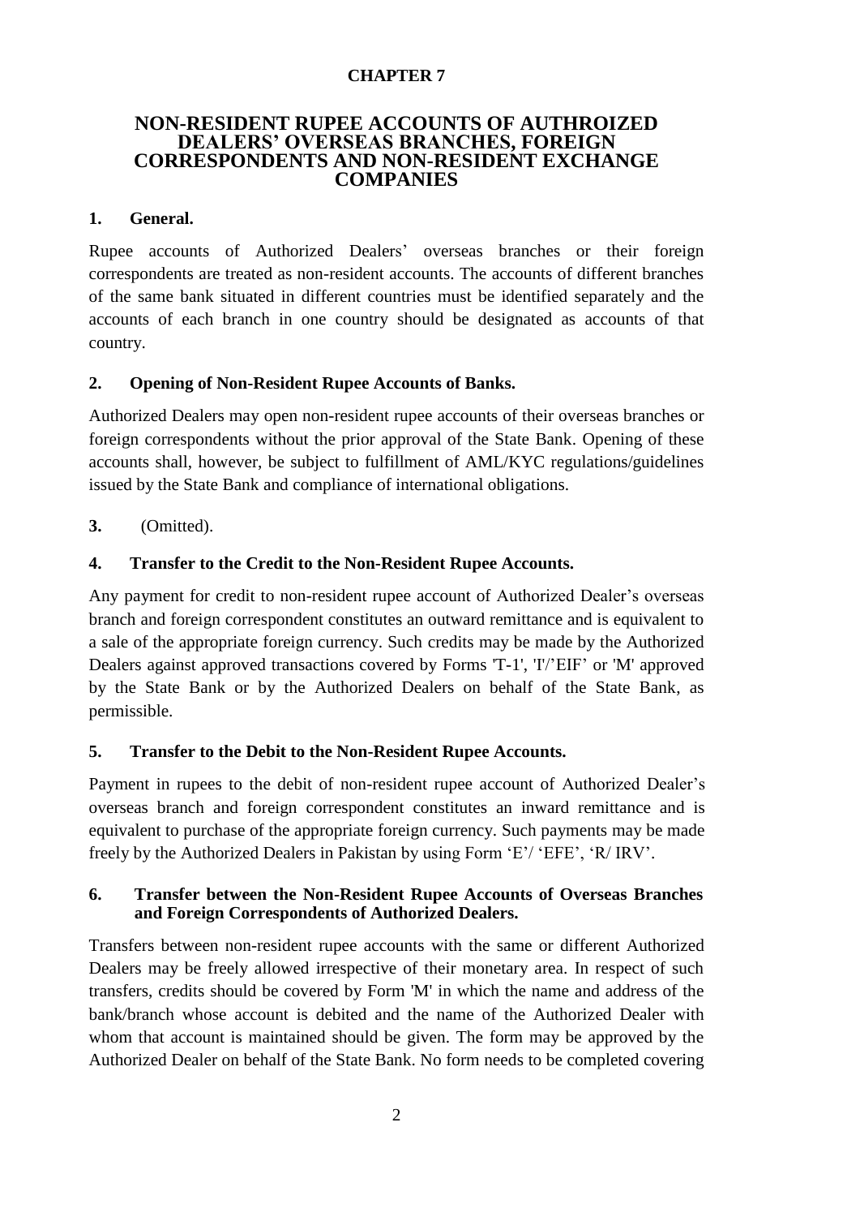# CHAPTER 7

## NON-RESIDENT RUPEE ACCOUNTS OF AUTHROIZED DEALERS' OVERSEAS BRANCHES, FOREIGN CORRESPONDENTS AND NON-RESIDENT EXCHANGE COMPANIES

### 1. General.

Rupee accounts of Authorized Dealers' overseas branches or their foreign correspondents are treated as non-resident accounts. The accounts of different branches of the same bank situated in different countries must be identified separately and the accounts of each branch in one country should be designated as accounts of that country.

### 2. Opening of Non-Resident Rupee Accounts of Banks.

Authorized Dealers may open non-resident rupee accounts of their overseas branches or foreign correspondents without the prior approval of the State Bank. Opening of these accounts shall, however, be subject to fulfillment of AML/KYC regulations/guidelines issued by the State Bank and compliance of international obligations.

**3.** (Omitted).

### 4. Transfer to the Credit to the Non-Resident Rupee Accounts.

Any payment for credit to non-resident rupee account of Authorized Dealer's overseas branch and foreign correspondent constitutes an outward remittance and is equivalent to a sale of the appropriate foreign currency. Such credits may be made by the Authorized Dealers against approved transactions covered by Forms 'T-1', 'I'/'EIF' or 'M' approved by the State Bank or by the Authorized Dealers on behalf of the State Bank, as permissible.

### 5. Transfer to the Debit to the Non-Resident Rupee Accounts.

Payment in rupees to the debit of non-resident rupee account of Authorized Dealer's overseas branch and foreign correspondent constitutes an inward remittance and is equivalent to purchase of the appropriate foreign currency. Such payments may be made freely by the Authorized Dealers in Pakistan by using Form 'E'/ 'EFE', 'R/ IRV'.

### 6. Transfer between the Non-Resident Rupee Accounts of Overseas Branches and Foreign Correspondents of Authorized Dealers.

Transfers between non-resident rupee accounts with the same or different Authorized Dealers may be freely allowed irrespective of their monetary area. In respect of such transfers, credits should be covered by Form 'M' in which the name and address of the bank/branch whose account is debited and the name of the Authorized Dealer with whom that account is maintained should be given. The form may be approved by the Authorized Dealer on behalf of the State Bank. No form needs to be completed covering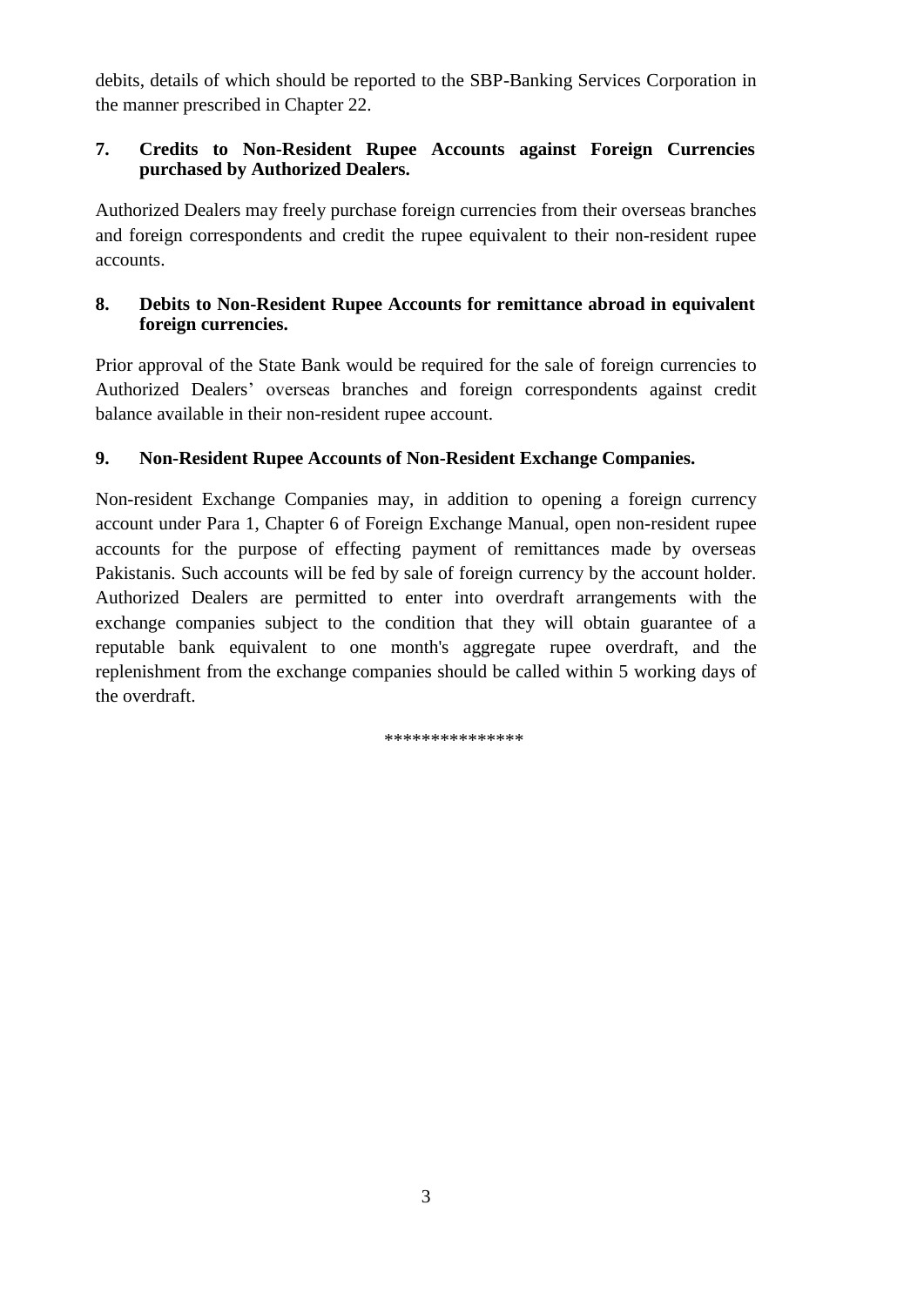debits, details of which should be reported to the SBP-Banking Services Corporation in the manner prescribed in Chapter 22.

**7. Credits to Non-Resident Rupee Accounts against Foreign Currencies purchased by Authorized Dealers.**

Authorized Dealers may freely purchase foreign currencies from their overseas branches and foreign correspondents and credit the rupee equivalent to their non-resident rupee accounts.

**8. Debits to Non-Resident Rupee Accounts for remittance abroad in equivalent foreign currencies.**

Prior approval of the State Bank would be required for the sale of foreign currencies to Authorized Dealers' overseas branches and foreign correspondents against credit balance available in their non-resident rupee account.

**9. Non-Resident Rupee Accounts of Non-Resident Exchange Companies.**

Non-resident Exchange Companies may, in addition to opening a foreign currency account under Para 1, Chapter 6 of Foreign Exchange Manual, open non-resident rupee accounts for the purpose of effecting payment of remittances made by overseas Pakistanis. Such accounts will be fed by sale of foreign currency by the account holder. Authorized Dealers are permitted to enter into overdraft arrangements with the exchange companies subject to the condition that they will obtain guarantee of a reputable bank equivalent to one month's aggregate rupee overdraft, and the replenishment from the exchange companies should be called within 5 working days of the overdraft.

***************